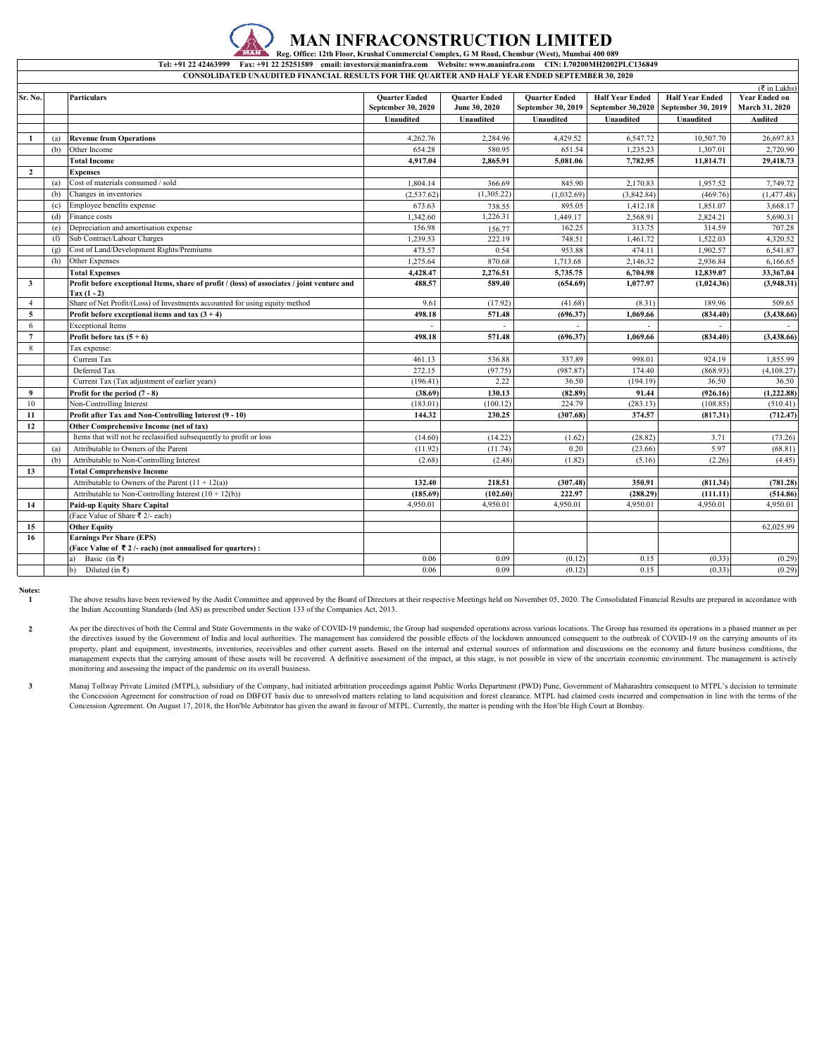# MAN INFRACONSTRUCTION LIMITED

**Reg. Office: 12th Floor, Krushal Commercial Complex, G M Road, Chembur (West), Mumbai 400 089**

**Tel: +91 22 42463999 Fax: +91 22 25251589 email: investors@maninfra.com Website: www.maninfra.com CIN: L70200MH2002PLC136849**

**CONSOLIDATED UNAUDITED FINANCIAL RESULTS FOR THE QUARTER AND HALF YEAR ENDED SEPTEMBER 30, 2020**

(₹ in Lakhs)

| Sr. No. | | Particulars | Quarter Ended September 30, 2020 | Quarter Ended June 30, 2020 | Quarter Ended September 30, 2019 | Half Year Ended September 30,2020 | Half Year Ended September 30, 2019 | Year Ended on March 31, 2020 |
|---|---|---|---|---|---|---|---|---|
| | | | Unaudited | Unaudited | Unaudited | Unaudited | Unaudited | Audited |
| 1 | (a) | **Revenue from Operations** | 4,262.76 | 2,284.96 | 4,429.52 | 6,547.72 | 10,507.70 | 26,697.83 |
| | (b) | Other Income | 654.28 | 580.95 | 651.54 | 1,235.23 | 1,307.01 | 2,720.90 |
| | | **Total Income** | **4,917.04** | **2,865.91** | **5,081.06** | **7,782.95** | **11,814.71** | **29,418.73** |
| 2 | | **Expenses** | | | | | | |
| | (a) | Cost of materials consumed / sold | 1,804.14 | 366.69 | 845.90 | 2,170.83 | 1,957.52 | 7,749.72 |
| | (b) | Changes in inventories | (2,537.62) | (1,305.22) | (1,032.69) | (3,842.84) | (469.76) | (1,477.48) |
| | (c) | Employee benefits expense | 673.63 | 738.55 | 895.05 | 1,412.18 | 1,851.07 | 3,668.17 |
| | (d) | Finance costs | 1,342.60 | 1,226.31 | 1,449.17 | 2,568.91 | 2,824.21 | 5,690.31 |
| | (e) | Depreciation and amortisation expense | 156.98 | 156.77 | 162.25 | 313.75 | 314.59 | 707.28 |
| | (f) | Sub Contract/Labour Charges | 1,239.53 | 222.19 | 748.51 | 1,461.72 | 1,522.03 | 4,320.52 |
| | (g) | Cost of Land/Development Rights/Premiums | 473.57 | 0.54 | 953.88 | 474.11 | 1,902.57 | 6,541.87 |
| | (h) | Other Expenses | 1,275.64 | 870.68 | 1,713.68 | 2,146.32 | 2,936.84 | 6,166.65 |
| | | **Total Expenses** | **4,428.47** | **2,276.51** | **5,735.75** | **6,704.98** | **12,839.07** | **33,367.04** |
| 3 | | **Profit before exceptional Items, share of profit / (loss) of associates / joint venture and Tax (1 - 2)** | **488.57** | **589.40** | **(654.69)** | **1,077.97** | **(1,024.36)** | **(3,948.31)** |
| 4 | | Share of Net Profit/(Loss) of Investments accounted for using equity method | 9.61 | (17.92) | (41.68) | (8.31) | 189.96 | 509.65 |
| 5 | | **Profit before exceptional items and tax (3 + 4)** | **498.18** | **571.48** | **(696.37)** | **1,069.66** | **(834.40)** | **(3,438.66)** |
| 6 | | Exceptional Items | - | - | - | - | - | - |
| 7 | | **Profit before tax (5 + 6)** | **498.18** | **571.48** | **(696.37)** | **1,069.66** | **(834.40)** | **(3,438.66)** |
| 8 | | Tax expense: | | | | | | |
| | | Current Tax | 461.13 | 536.88 | 337.89 | 998.01 | 924.19 | 1,855.99 |
| | | Deferred Tax | 272.15 | (97.75) | (987.87) | 174.40 | (868.93) | (4,108.27) |
| | | Current Tax (Tax adjustment of earlier years) | (196.41) | 2.22 | 36.50 | (194.19) | 36.50 | 36.50 |
| 9 | | **Profit for the period (7 - 8)** | **(38.69)** | **130.13** | **(82.89)** | **91.44** | **(926.16)** | **(1,222.88)** |
| 10 | | Non-Controlling Interest | (183.01) | (100.12) | 224.79 | (283.13) | (108.85) | (510.41) |
| 11 | | **Profit after Tax and Non-Controlling Interest (9 - 10)** | **144.32** | **230.25** | **(307.68)** | **374.57** | **(817.31)** | **(712.47)** |
| 12 | | **Other Comprehensive Income (net of tax)** | | | | | | |
| | | Items that will not be reclassified subsequently to profit or loss | (14.60) | (14.22) | (1.62) | (28.82) | 3.71 | (73.26) |
| | (a) | Attributable to Owners of the Parent | (11.92) | (11.74) | 0.20 | (23.66) | 5.97 | (68.81) |
| | (b) | Attributable to Non-Controlling Interest | (2.68) | (2.48) | (1.82) | (5.16) | (2.26) | (4.45) |
| 13 | | **Total Comprehensive Income** | | | | | | |
| | | Attributable to Owners of the Parent (11 + 12(a)) | **132.40** | **218.51** | **(307.48)** | **350.91** | **(811.34)** | **(781.28)** |
| | | Attributable to Non-Controlling Interest (10 + 12(b)) | **(185.69)** | **(102.60)** | **222.97** | **(288.29)** | **(111.11)** | **(514.86)** |
| 14 | | **Paid-up Equity Share Capital** | 4,950.01 | 4,950.01 | 4,950.01 | 4,950.01 | 4,950.01 | 4,950.01 |
| | | (Face Value of Share ₹ 2/- each) | | | | | | |
| 15 | | **Other Equity** | | | | | | 62,025.99 |
| 16 | | **Earnings Per Share (EPS)** | | | | | | |
| | | **(Face Value of ₹ 2 /- each) (not annualised for quarters) :** | | | | | | |
| | | a) Basic (in ₹) | 0.06 | 0.09 | (0.12) | 0.15 | (0.33) | (0.29) |
| | | b) Diluted (in ₹) | 0.06 | 0.09 | (0.12) | 0.15 | (0.33) | (0.29) |

**Notes:**

1. The above results have been reviewed by the Audit Committee and approved by the Board of Directors at their respective Meetings held on November 05, 2020. The Consolidated Financial Results are prepared in accordance with the Indian Accounting Standards (Ind AS) as prescribed under Section 133 of the Companies Act, 2013.

2. As per the directives of both the Central and State Governments in the wake of COVID-19 pandemic, the Group had suspended operations across various locations. The Group has resumed its operations in a phased manner as per the directives issued by the Government of India and local authorities. The management has considered the possible effects of the lockdown announced consequent to the outbreak of COVID-19 on the carrying amounts of its property, plant and equipment, investments, inventories, receivables and other current assets. Based on the internal and external sources of information and discussions on the economy and future business conditions, the management expects that the carrying amount of these assets will be recovered. A definitive assessment of the impact, at this stage, is not possible in view of the uncertain economic environment. The management is actively monitoring and assessing the impact of the pandemic on its overall business.

3. Manaj Tollway Private Limited (MTPL), subsidiary of the Company, had initiated arbitration proceedings against Public Works Department (PWD) Pune, Government of Maharashtra consequent to MTPL's decision to terminate the Concession Agreement for construction of road on DBFOT basis due to unresolved matters relating to land acquisition and forest clearance. MTPL had claimed costs incurred and compensation in line with the terms of the Concession Agreement. On August 17, 2018, the Hon'ble Arbitrator has given the award in favour of MTPL. Currently, the matter is pending with the Hon'ble High Court at Bombay.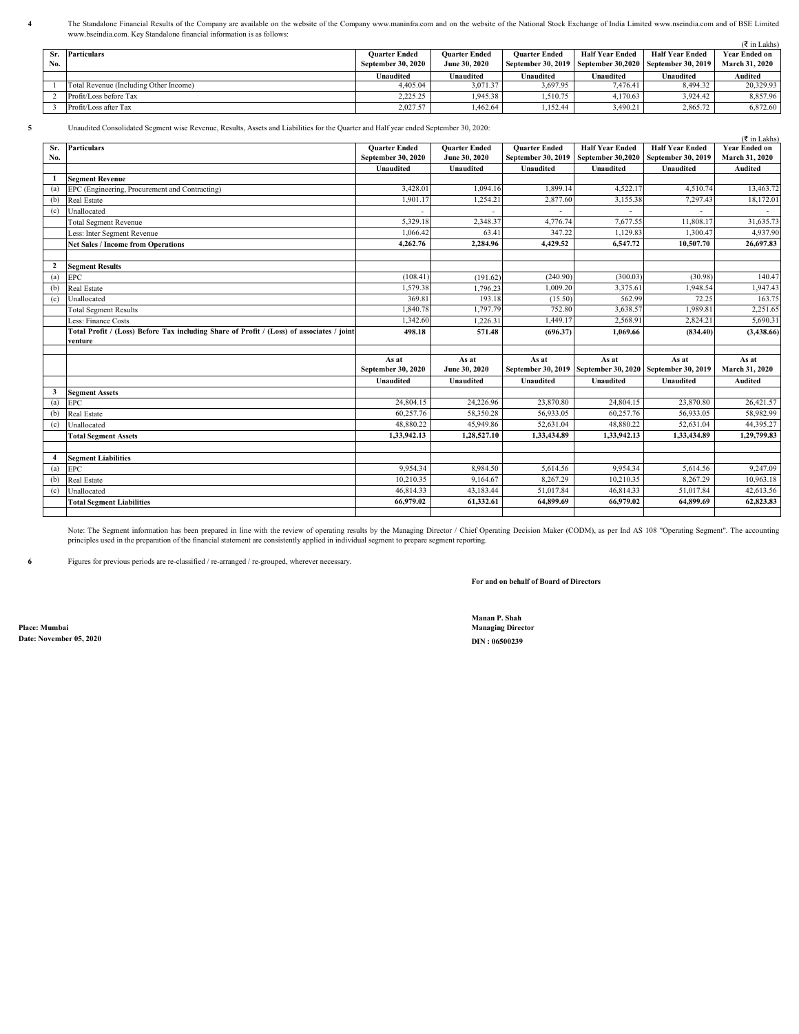4 The Standalone Financial Results of the Company are available on the website of the Company www.maninfra.com and on the website of the National Stock Exchange of India Limited www.nseindia.com and of BSE Limited www.bseindia.com. Key Standalone financial information is as follows:

(₹ in Lakhs)

| Sr. No. | Particulars | Quarter Ended September 30, 2020 | Quarter Ended June 30, 2020 | Quarter Ended September 30, 2019 | Half Year Ended September 30,2020 | Half Year Ended September 30, 2019 | Year Ended on March 31, 2020 |
|---|---|---|---|---|---|---|---|
| | | Unaudited | Unaudited | Unaudited | Unaudited | Unaudited | Audited |
| 1 | Total Revenue (Including Other Income) | 4,405.04 | 3,071.37 | 3,697.95 | 7,476.41 | 8,494.32 | 20,329.93 |
| 2 | Profit/Loss before Tax | 2,225.25 | 1,945.38 | 1,510.75 | 4,170.63 | 3,924.42 | 8,857.96 |
| 3 | Profit/Loss after Tax | 2,027.57 | 1,462.64 | 1,152.44 | 3,490.21 | 2,865.72 | 6,872.60 |

5 Unaudited Consolidated Segment wise Revenue, Results, Assets and Liabilities for the Quarter and Half year ended September 30, 2020:

(₹ in Lakhs)

| Sr. No. | Particulars | Quarter Ended September 30, 2020 | Quarter Ended June 30, 2020 | Quarter Ended September 30, 2019 | Half Year Ended September 30,2020 | Half Year Ended September 30, 2019 | Year Ended on March 31, 2020 |
|---|---|---|---|---|---|---|---|
| | | Unaudited | Unaudited | Unaudited | Unaudited | Unaudited | Audited |
| **1** | **Segment Revenue** | | | | | | |
| (a) | EPC (Engineering, Procurement and Contracting) | 3,428.01 | 1,094.16 | 1,899.14 | 4,522.17 | 4,510.74 | 13,463.72 |
| (b) | Real Estate | 1,901.17 | 1,254.21 | 2,877.60 | 3,155.38 | 7,297.43 | 18,172.01 |
| (c) | Unallocated | - | - | - | - | - | - |
| | Total Segment Revenue | 5,329.18 | 2,348.37 | 4,776.74 | 7,677.55 | 11,808.17 | 31,635.73 |
| | Less: Inter Segment Revenue | 1,066.42 | 63.41 | 347.22 | 1,129.83 | 1,300.47 | 4,937.90 |
| | **Net Sales / Income from Operations** | **4,262.76** | **2,284.96** | **4,429.52** | **6,547.72** | **10,507.70** | **26,697.83** |
| | | | | | | | |
| **2** | **Segment Results** | | | | | | |
| (a) | EPC | (108.41) | (191.62) | (240.90) | (300.03) | (30.98) | 140.47 |
| (b) | Real Estate | 1,579.38 | 1,796.23 | 1,009.20 | 3,375.61 | 1,948.54 | 1,947.43 |
| (c) | Unallocated | 369.81 | 193.18 | (15.50) | 562.99 | 72.25 | 163.75 |
| | Total Segment Results | 1,840.78 | 1,797.79 | 752.80 | 3,638.57 | 1,989.81 | 2,251.65 |
| | Less: Finance Costs | 1,342.60 | 1,226.31 | 1,449.17 | 2,568.91 | 2,824.21 | 5,690.31 |
| | **Total Profit / (Loss) Before Tax including Share of Profit / (Loss) of associates / joint venture** | **498.18** | **571.48** | **(696.37)** | **1,069.66** | **(834.40)** | **(3,438.66)** |
| | | | | | | | |
| | | As at September 30, 2020 | As at June 30, 2020 | As at September 30, 2019 | As at September 30, 2020 | As at September 30, 2019 | As at March 31, 2020 |
| | | Unaudited | Unaudited | Unaudited | Unaudited | Unaudited | Audited |
| **3** | **Segment Assets** | | | | | | |
| (a) | EPC | 24,804.15 | 24,226.96 | 23,870.80 | 24,804.15 | 23,870.80 | 26,421.57 |
| (b) | Real Estate | 60,257.76 | 58,350.28 | 56,933.05 | 60,257.76 | 56,933.05 | 58,982.99 |
| (c) | Unallocated | 48,880.22 | 45,949.86 | 52,631.04 | 48,880.22 | 52,631.04 | 44,395.27 |
| | **Total Segment Assets** | **1,33,942.13** | **1,28,527.10** | **1,33,434.89** | **1,33,942.13** | **1,33,434.89** | **1,29,799.83** |
| | | | | | | | |
| **4** | **Segment Liabilities** | | | | | | |
| (a) | EPC | 9,954.34 | 8,984.50 | 5,614.56 | 9,954.34 | 5,614.56 | 9,247.09 |
| (b) | Real Estate | 10,210.35 | 9,164.67 | 8,267.29 | 10,210.35 | 8,267.29 | 10,963.18 |
| (c) | Unallocated | 46,814.33 | 43,183.44 | 51,017.84 | 46,814.33 | 51,017.84 | 42,613.56 |
| | **Total Segment Liabilities** | **66,979.02** | **61,332.61** | **64,899.69** | **66,979.02** | **64,899.69** | **62,823.83** |

Note: The Segment information has been prepared in line with the review of operating results by the Managing Director / Chief Operating Decision Maker (CODM), as per Ind AS 108 "Operating Segment". The accounting principles used in the preparation of the financial statement are consistently applied in individual segment to prepare segment reporting.

6 Figures for previous periods are re-classified / re-arranged / re-grouped, wherever necessary.

**For and on behalf of Board of Directors**

**Manan P. Shah**
**Managing Director**
**DIN : 06500239**

**Place: Mumbai**
**Date: November 05, 2020**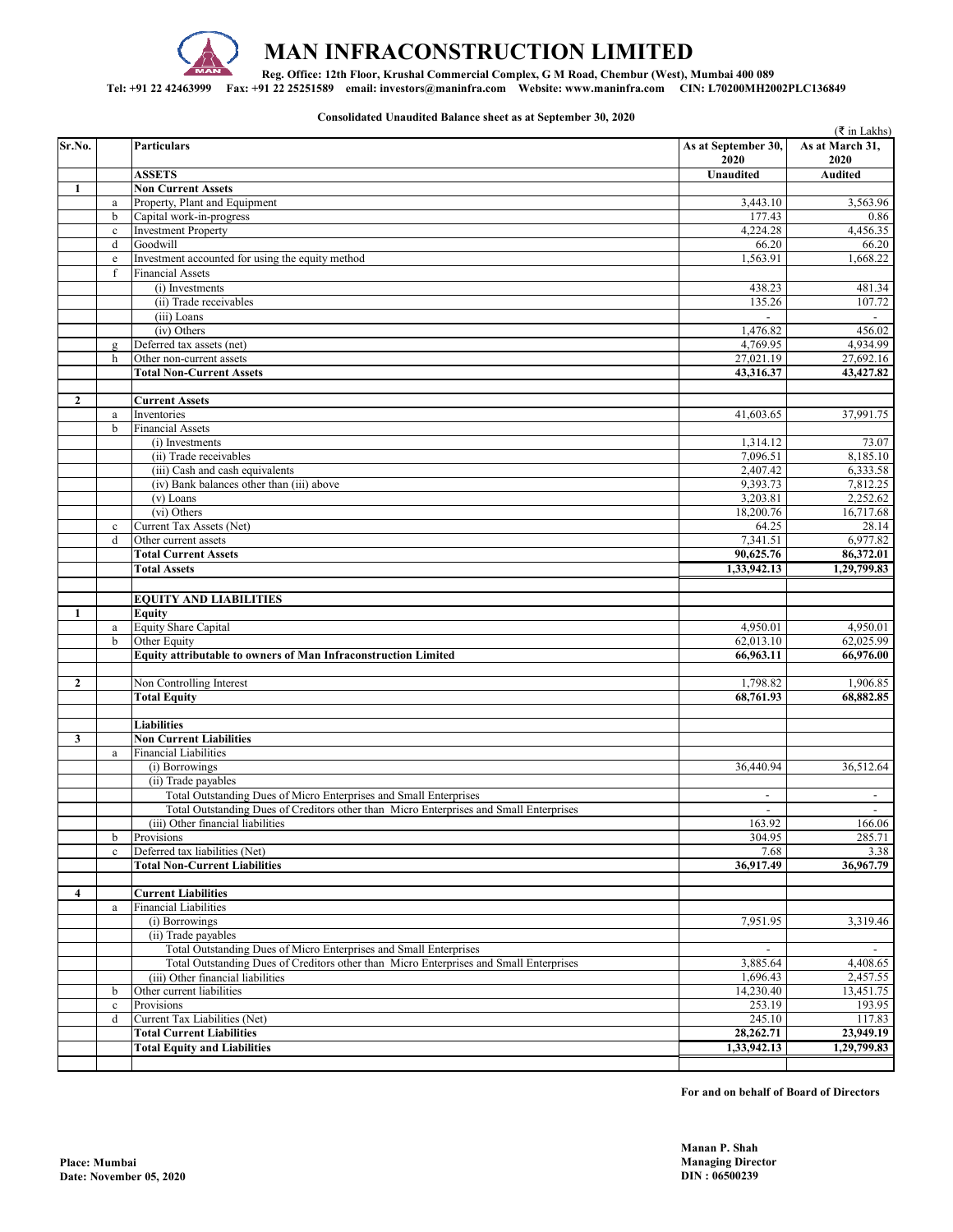# MAN INFRACONSTRUCTION LIMITED

**Reg. Office: 12th Floor, Krushal Commercial Complex, G M Road, Chembur (West), Mumbai 400 089**

**Tel: +91 22 42463999 Fax: +91 22 25251589 email: investors@maninfra.com Website: www.maninfra.com CIN: L70200MH2002PLC136849**

**Consolidated Unaudited Balance sheet as at September 30, 2020**

(₹ in Lakhs)

| Sr.No. | | Particulars | As at September 30, 2020 | As at March 31, 2020 |
|---|---|---|---|---|
| | | **ASSETS** | **Unaudited** | **Audited** |
| **1** | | **Non Current Assets** | | |
| | a | Property, Plant and Equipment | 3,443.10 | 3,563.96 |
| | b | Capital work-in-progress | 177.43 | 0.86 |
| | c | Investment Property | 4,224.28 | 4,456.35 |
| | d | Goodwill | 66.20 | 66.20 |
| | e | Investment accounted for using the equity method | 1,563.91 | 1,668.22 |
| | f | Financial Assets | | |
| | | (i) Investments | 438.23 | 481.34 |
| | | (ii) Trade receivables | 135.26 | 107.72 |
| | | (iii) Loans | - | - |
| | | (iv) Others | 1,476.82 | 456.02 |
| | g | Deferred tax assets (net) | 4,769.95 | 4,934.99 |
| | h | Other non-current assets | 27,021.19 | 27,692.16 |
| | | **Total Non-Current Assets** | **43,316.37** | **43,427.82** |
| | | | | |
| **2** | | **Current Assets** | | |
| | a | Inventories | 41,603.65 | 37,991.75 |
| | b | Financial Assets | | |
| | | (i) Investments | 1,314.12 | 73.07 |
| | | (ii) Trade receivables | 7,096.51 | 8,185.10 |
| | | (iii) Cash and cash equivalents | 2,407.42 | 6,333.58 |
| | | (iv) Bank balances other than (iii) above | 9,393.73 | 7,812.25 |
| | | (v) Loans | 3,203.81 | 2,252.62 |
| | | (vi) Others | 18,200.76 | 16,717.68 |
| | c | Current Tax Assets (Net) | 64.25 | 28.14 |
| | d | Other current assets | 7,341.51 | 6,977.82 |
| | | **Total Current Assets** | **90,625.76** | **86,372.01** |
| | | **Total Assets** | **1,33,942.13** | **1,29,799.83** |
| | | | | |
| | | **EQUITY AND LIABILITIES** | | |
| **1** | | **Equity** | | |
| | a | Equity Share Capital | 4,950.01 | 4,950.01 |
| | b | Other Equity | 62,013.10 | 62,025.99 |
| | | **Equity attributable to owners of Man Infraconstruction Limited** | **66,963.11** | **66,976.00** |
| | | | | |
| **2** | | Non Controlling Interest | 1,798.82 | 1,906.85 |
| | | **Total Equity** | **68,761.93** | **68,882.85** |
| | | | | |
| | | **Liabilities** | | |
| **3** | | **Non Current Liabilities** | | |
| | a | Financial Liabilities | | |
| | | (i) Borrowings | 36,440.94 | 36,512.64 |
| | | (ii) Trade payables | | |
| | | Total Outstanding Dues of Micro Enterprises and Small Enterprises | - | - |
| | | Total Outstanding Dues of Creditors other than Micro Enterprises and Small Enterprises | - | - |
| | | (iii) Other financial liabilities | 163.92 | 166.06 |
| | b | Provisions | 304.95 | 285.71 |
| | c | Deferred tax liabilities (Net) | 7.68 | 3.38 |
| | | **Total Non-Current Liabilities** | **36,917.49** | **36,967.79** |
| | | | | |
| **4** | | **Current Liabilities** | | |
| | a | Financial Liabilities | | |
| | | (i) Borrowings | 7,951.95 | 3,319.46 |
| | | (ii) Trade payables | | |
| | | Total Outstanding Dues of Micro Enterprises and Small Enterprises | - | - |
| | | Total Outstanding Dues of Creditors other than Micro Enterprises and Small Enterprises | 3,885.64 | 4,408.65 |
| | | (iii) Other financial liabilities | 1,696.43 | 2,457.55 |
| | b | Other current liabilities | 14,230.40 | 13,451.75 |
| | c | Provisions | 253.19 | 193.95 |
| | d | Current Tax Liabilities (Net) | 245.10 | 117.83 |
| | | **Total Current Liabilities** | **28,262.71** | **23,949.19** |
| | | **Total Equity and Liabilities** | **1,33,942.13** | **1,29,799.83** |

**For and on behalf of Board of Directors**

**Place: Mumbai**
**Date: November 05, 2020**

**Manan P. Shah**
**Managing Director**
**DIN : 06500239**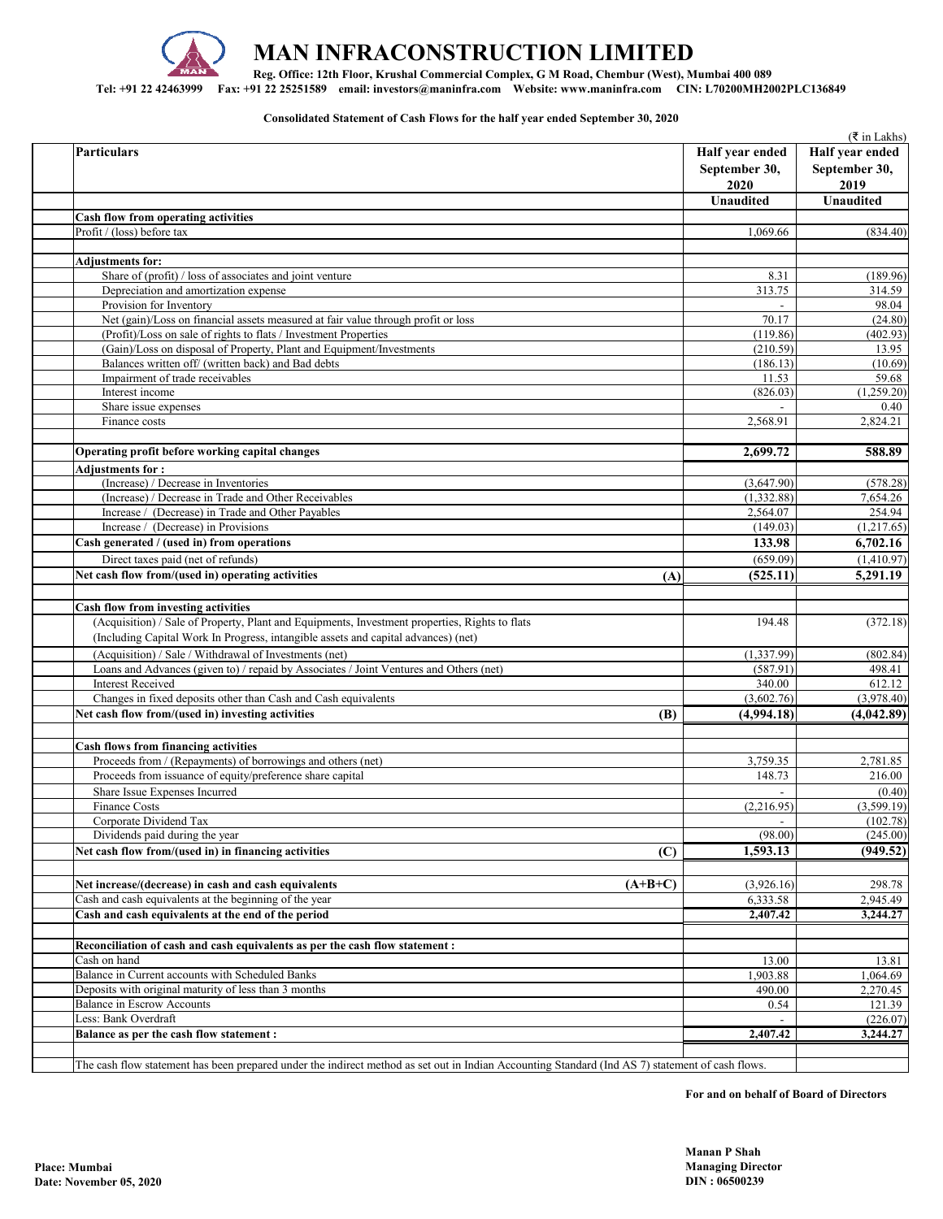# MAN INFRACONSTRUCTION LIMITED

**Reg. Office: 12th Floor, Krushal Commercial Complex, G M Road, Chembur (West), Mumbai 400 089**

**Tel: +91 22 42463999 Fax: +91 22 25251589 email: investors@maninfra.com Website: www.maninfra.com CIN: L70200MH2002PLC136849**

**Consolidated Statement of Cash Flows for the half year ended September 30, 2020**

(₹ in Lakhs)

| Particulars | | Half year ended September 30, 2020 | Half year ended September 30, 2019 |
|---|---|---|---|
| | | **Unaudited** | **Unaudited** |
| **Cash flow from operating activities** | | | |
| Profit / (loss) before tax | | 1,069.66 | (834.40) |
| **Adjustments for:** | | | |
| Share of (profit) / loss of associates and joint venture | | 8.31 | (189.96) |
| Depreciation and amortization expense | | 313.75 | 314.59 |
| Provision for Inventory | | - | 98.04 |
| Net (gain)/Loss on financial assets measured at fair value through profit or loss | | 70.17 | (24.80) |
| (Profit)/Loss on sale of rights to flats / Investment Properties | | (119.86) | (402.93) |
| (Gain)/Loss on disposal of Property, Plant and Equipment/Investments | | (210.59) | 13.95 |
| Balances written off/ (written back) and Bad debts | | (186.13) | (10.69) |
| Impairment of trade receivables | | 11.53 | 59.68 |
| Interest income | | (826.03) | (1,259.20) |
| Share issue expenses | | - | 0.40 |
| Finance costs | | 2,568.91 | 2,824.21 |
| **Operating profit before working capital changes** | | **2,699.72** | **588.89** |
| **Adjustments for :** | | | |
| (Increase) / Decrease in Inventories | | (3,647.90) | (578.28) |
| (Increase) / Decrease in Trade and Other Receivables | | (1,332.88) | 7,654.26 |
| Increase / (Decrease) in Trade and Other Payables | | 2,564.07 | 254.94 |
| Increase / (Decrease) in Provisions | | (149.03) | (1,217.65) |
| **Cash generated / (used in) from operations** | | **133.98** | **6,702.16** |
| Direct taxes paid (net of refunds) | | (659.09) | (1,410.97) |
| **Net cash flow from/(used in) operating activities** | **(A)** | **(525.11)** | **5,291.19** |
| **Cash flow from investing activities** | | | |
| (Acquisition) / Sale of Property, Plant and Equipments, Investment properties, Rights to flats (Including Capital Work In Progress, intangible assets and capital advances) (net) | | 194.48 | (372.18) |
| (Acquisition) / Sale / Withdrawal of Investments (net) | | (1,337.99) | (802.84) |
| Loans and Advances (given to) / repaid by Associates / Joint Ventures and Others (net) | | (587.91) | 498.41 |
| Interest Received | | 340.00 | 612.12 |
| Changes in fixed deposits other than Cash and Cash equivalents | | (3,602.76) | (3,978.40) |
| **Net cash flow from/(used in) investing activities** | **(B)** | **(4,994.18)** | **(4,042.89)** |
| **Cash flows from financing activities** | | | |
| Proceeds from / (Repayments) of borrowings and others (net) | | 3,759.35 | 2,781.85 |
| Proceeds from issuance of equity/preference share capital | | 148.73 | 216.00 |
| Share Issue Expenses Incurred | | - | (0.40) |
| Finance Costs | | (2,216.95) | (3,599.19) |
| Corporate Dividend Tax | | - | (102.78) |
| Dividends paid during the year | | (98.00) | (245.00) |
| **Net cash flow from/(used in) in financing activities** | **(C)** | **1,593.13** | **(949.52)** |
| **Net increase/(decrease) in cash and cash equivalents** | **(A+B+C)** | (3,926.16) | 298.78 |
| Cash and cash equivalents at the beginning of the year | | 6,333.58 | 2,945.49 |
| **Cash and cash equivalents at the end of the period** | | **2,407.42** | **3,244.27** |
| **Reconciliation of cash and cash equivalents as per the cash flow statement :** | | | |
| Cash on hand | | 13.00 | 13.81 |
| Balance in Current accounts with Scheduled Banks | | 1,903.88 | 1,064.69 |
| Deposits with original maturity of less than 3 months | | 490.00 | 2,270.45 |
| Balance in Escrow Accounts | | 0.54 | 121.39 |
| Less: Bank Overdraft | | - | (226.07) |
| **Balance as per the cash flow statement :** | | **2,407.42** | **3,244.27** |

The cash flow statement has been prepared under the indirect method as set out in Indian Accounting Standard (Ind AS 7) statement of cash flows.

**For and on behalf of Board of Directors**

**Place: Mumbai**
**Date: November 05, 2020**

**Manan P Shah**
**Managing Director**
**DIN : 06500239**